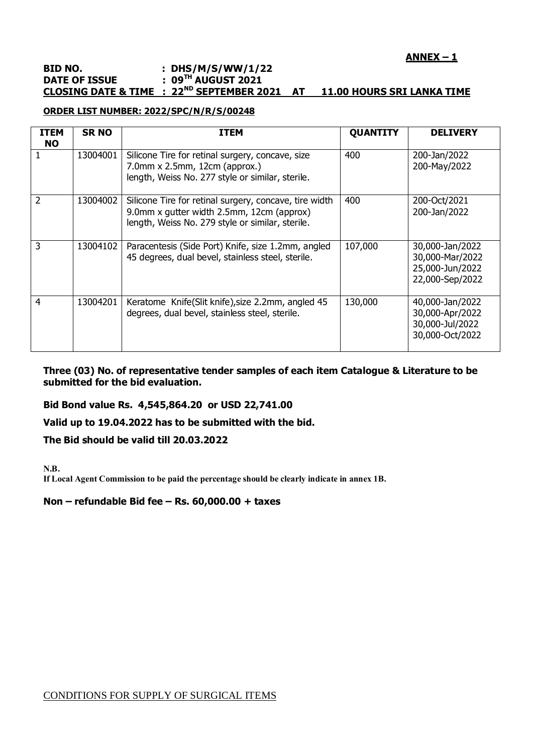**ANNEX – 1**

**BID NO. : DHS/M/S/WW/1/22**
**DATE OF ISSUE : 09TH AUGUST 2021**
**CLOSING DATE & TIME : 22ND SEPTEMBER 2021 AT 11.00 HOURS SRI LANKA TIME**

**ORDER LIST NUMBER: 2022/SPC/N/R/S/00248**

| ITEM NO | SR NO | ITEM | QUANTITY | DELIVERY |
|---|---|---|---|---|
| 1 | 13004001 | Silicone Tire for retinal surgery, concave, size 7.0mm x 2.5mm, 12cm (approx.) length, Weiss No. 277 style or similar, sterile. | 400 | 200-Jan/2022<br>200-May/2022 |
| 2 | 13004002 | Silicone Tire for retinal surgery, concave, tire width 9.0mm x gutter width 2.5mm, 12cm (approx) length, Weiss No. 279 style or similar, sterile. | 400 | 200-Oct/2021<br>200-Jan/2022 |
| 3 | 13004102 | Paracentesis (Side Port) Knife, size 1.2mm, angled 45 degrees, dual bevel, stainless steel, sterile. | 107,000 | 30,000-Jan/2022<br>30,000-Mar/2022<br>25,000-Jun/2022<br>22,000-Sep/2022 |
| 4 | 13004201 | Keratome Knife(Slit knife),size 2.2mm, angled 45 degrees, dual bevel, stainless steel, sterile. | 130,000 | 40,000-Jan/2022<br>30,000-Apr/2022<br>30,000-Jul/2022<br>30,000-Oct/2022 |

**Three (03) No. of representative tender samples of each item Catalogue & Literature to be submitted for the bid evaluation.**

**Bid Bond value Rs. 4,545,864.20 or USD 22,741.00**

**Valid up to 19.04.2022 has to be submitted with the bid.**

**The Bid should be valid till 20.03.2022**

**N.B.**
**If Local Agent Commission to be paid the percentage should be clearly indicate in annex 1B.**

**Non – refundable Bid fee – Rs. 60,000.00 + taxes**

CONDITIONS FOR SUPPLY OF SURGICAL ITEMS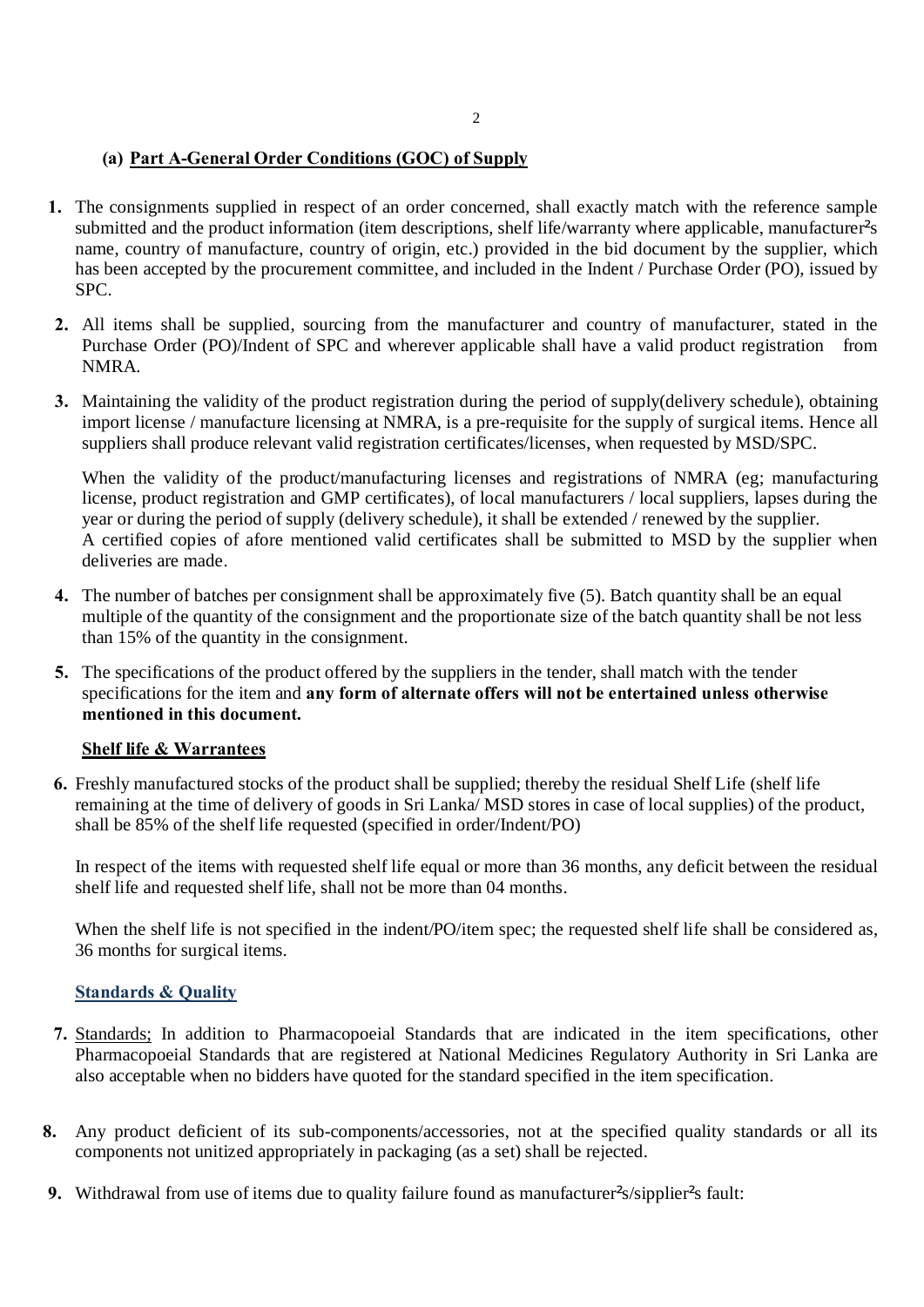## (a) Part A-General Order Conditions (GOC) of Supply

1. The consignments supplied in respect of an order concerned, shall exactly match with the reference sample submitted and the product information (item descriptions, shelf life/warranty where applicable, manufacturer²s name, country of manufacture, country of origin, etc.) provided in the bid document by the supplier, which has been accepted by the procurement committee, and included in the Indent / Purchase Order (PO), issued by SPC.

2. All items shall be supplied, sourcing from the manufacturer and country of manufacturer, stated in the Purchase Order (PO)/Indent of SPC and wherever applicable shall have a valid product registration from NMRA.

3. Maintaining the validity of the product registration during the period of supply(delivery schedule), obtaining import license / manufacture licensing at NMRA, is a pre-requisite for the supply of surgical items. Hence all suppliers shall produce relevant valid registration certificates/licenses, when requested by MSD/SPC.

   When the validity of the product/manufacturing licenses and registrations of NMRA (eg; manufacturing license, product registration and GMP certificates), of local manufacturers / local suppliers, lapses during the year or during the period of supply (delivery schedule), it shall be extended / renewed by the supplier. A certified copies of afore mentioned valid certificates shall be submitted to MSD by the supplier when deliveries are made.

4. The number of batches per consignment shall be approximately five (5). Batch quantity shall be an equal multiple of the quantity of the consignment and the proportionate size of the batch quantity shall be not less than 15% of the quantity in the consignment.

5. The specifications of the product offered by the suppliers in the tender, shall match with the tender specifications for the item and **any form of alternate offers will not be entertained unless otherwise mentioned in this document.**

### Shelf life & Warrantees

6. Freshly manufactured stocks of the product shall be supplied; thereby the residual Shelf Life (shelf life remaining at the time of delivery of goods in Sri Lanka/ MSD stores in case of local supplies) of the product, shall be 85% of the shelf life requested (specified in order/Indent/PO)

   In respect of the items with requested shelf life equal or more than 36 months, any deficit between the residual shelf life and requested shelf life, shall not be more than 04 months.

   When the shelf life is not specified in the indent/PO/item spec; the requested shelf life shall be considered as, 36 months for surgical items.

### Standards & Quality

7. Standards; In addition to Pharmacopoeial Standards that are indicated in the item specifications, other Pharmacopoeial Standards that are registered at National Medicines Regulatory Authority in Sri Lanka are also acceptable when no bidders have quoted for the standard specified in the item specification.

8. Any product deficient of its sub-components/accessories, not at the specified quality standards or all its components not unitized appropriately in packaging (as a set) shall be rejected.

9. Withdrawal from use of items due to quality failure found as manufacturer²s/sipplier²s fault: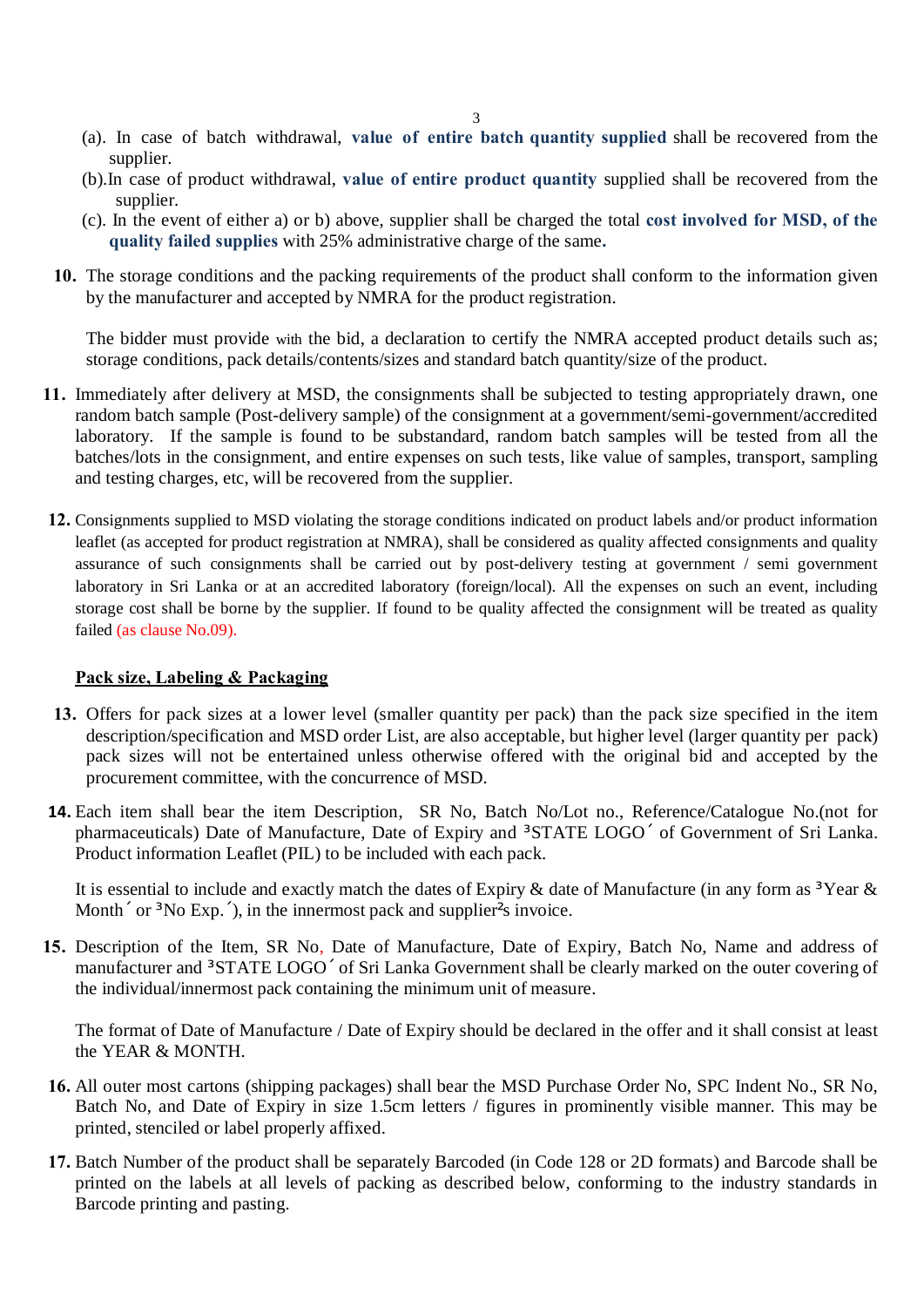(a). In case of batch withdrawal, **value of entire batch quantity supplied** shall be recovered from the supplier.

(b).In case of product withdrawal, **value of entire product quantity** supplied shall be recovered from the supplier.

(c). In the event of either a) or b) above, supplier shall be charged the total **cost involved for MSD, of the quality failed supplies** with 25% administrative charge of the same**.**

**10.** The storage conditions and the packing requirements of the product shall conform to the information given by the manufacturer and accepted by NMRA for the product registration.

The bidder must provide with the bid, a declaration to certify the NMRA accepted product details such as; storage conditions, pack details/contents/sizes and standard batch quantity/size of the product.

**11.** Immediately after delivery at MSD, the consignments shall be subjected to testing appropriately drawn, one random batch sample (Post-delivery sample) of the consignment at a government/semi-government/accredited laboratory. If the sample is found to be substandard, random batch samples will be tested from all the batches/lots in the consignment, and entire expenses on such tests, like value of samples, transport, sampling and testing charges, etc, will be recovered from the supplier.

**12.** Consignments supplied to MSD violating the storage conditions indicated on product labels and/or product information leaflet (as accepted for product registration at NMRA), shall be considered as quality affected consignments and quality assurance of such consignments shall be carried out by post-delivery testing at government / semi government laboratory in Sri Lanka or at an accredited laboratory (foreign/local). All the expenses on such an event, including storage cost shall be borne by the supplier. If found to be quality affected the consignment will be treated as quality failed (as clause No.09).

**Pack size, Labeling & Packaging**

**13.** Offers for pack sizes at a lower level (smaller quantity per pack) than the pack size specified in the item description/specification and MSD order List, are also acceptable, but higher level (larger quantity per pack) pack sizes will not be entertained unless otherwise offered with the original bid and accepted by the procurement committee, with the concurrence of MSD.

**14.** Each item shall bear the item Description, SR No, Batch No/Lot no., Reference/Catalogue No.(not for pharmaceuticals) Date of Manufacture, Date of Expiry and ³STATE LOGO´ of Government of Sri Lanka. Product information Leaflet (PIL) to be included with each pack.

It is essential to include and exactly match the dates of Expiry & date of Manufacture (in any form as ³Year & Month´ or ³No Exp.´), in the innermost pack and supplier²s invoice.

**15.** Description of the Item, SR No, Date of Manufacture, Date of Expiry, Batch No, Name and address of manufacturer and ³STATE LOGO´ of Sri Lanka Government shall be clearly marked on the outer covering of the individual/innermost pack containing the minimum unit of measure.

The format of Date of Manufacture / Date of Expiry should be declared in the offer and it shall consist at least the YEAR & MONTH.

**16.** All outer most cartons (shipping packages) shall bear the MSD Purchase Order No, SPC Indent No., SR No, Batch No, and Date of Expiry in size 1.5cm letters / figures in prominently visible manner. This may be printed, stenciled or label properly affixed.

**17.** Batch Number of the product shall be separately Barcoded (in Code 128 or 2D formats) and Barcode shall be printed on the labels at all levels of packing as described below, conforming to the industry standards in Barcode printing and pasting.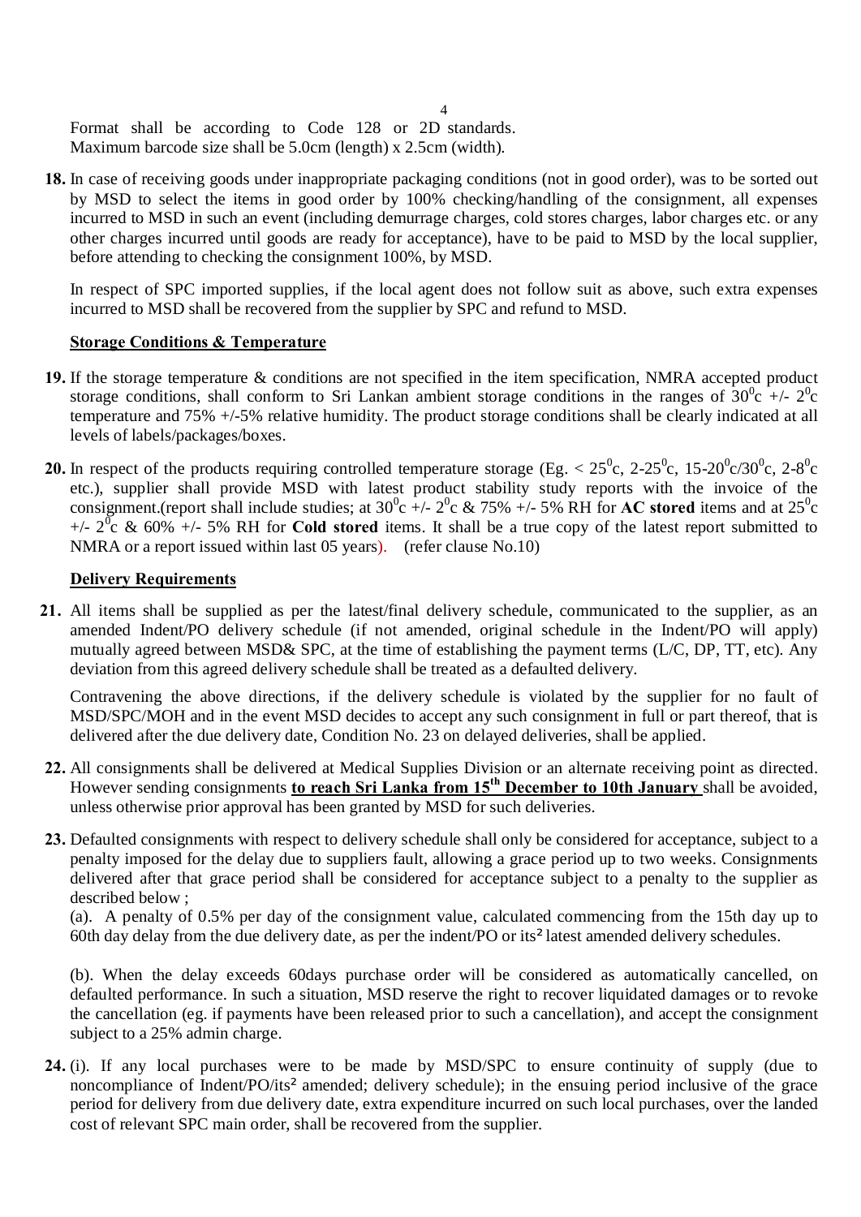Format shall be according to Code 128 or 2D standards. Maximum barcode size shall be 5.0cm (length) x 2.5cm (width).

**18.** In case of receiving goods under inappropriate packaging conditions (not in good order), was to be sorted out by MSD to select the items in good order by 100% checking/handling of the consignment, all expenses incurred to MSD in such an event (including demurrage charges, cold stores charges, labor charges etc. or any other charges incurred until goods are ready for acceptance), have to be paid to MSD by the local supplier, before attending to checking the consignment 100%, by MSD.

In respect of SPC imported supplies, if the local agent does not follow suit as above, such extra expenses incurred to MSD shall be recovered from the supplier by SPC and refund to MSD.

**Storage Conditions & Temperature**

**19.** If the storage temperature & conditions are not specified in the item specification, NMRA accepted product storage conditions, shall conform to Sri Lankan ambient storage conditions in the ranges of $30^0$c +/- $2^0$c temperature and 75% +/-5% relative humidity. The product storage conditions shall be clearly indicated at all levels of labels/packages/boxes.

**20.** In respect of the products requiring controlled temperature storage (Eg. < $25^0$c, 2-$25^0$c, 15-$20^0$c/$30^0$c, 2-$8^0$c etc.), supplier shall provide MSD with latest product stability study reports with the invoice of the consignment.(report shall include studies; at $30^0$c +/- $2^0$c & 75% +/- 5% RH for **AC stored** items and at $25^0$c +/- $2^0$c & 60% +/- 5% RH for **Cold stored** items. It shall be a true copy of the latest report submitted to NMRA or a report issued within last 05 years). (refer clause No.10)

**Delivery Requirements**

**21.** All items shall be supplied as per the latest/final delivery schedule, communicated to the supplier, as an amended Indent/PO delivery schedule (if not amended, original schedule in the Indent/PO will apply) mutually agreed between MSD& SPC, at the time of establishing the payment terms (L/C, DP, TT, etc). Any deviation from this agreed delivery schedule shall be treated as a defaulted delivery.

Contravening the above directions, if the delivery schedule is violated by the supplier for no fault of MSD/SPC/MOH and in the event MSD decides to accept any such consignment in full or part thereof, that is delivered after the due delivery date, Condition No. 23 on delayed deliveries, shall be applied.

**22.** All consignments shall be delivered at Medical Supplies Division or an alternate receiving point as directed. However sending consignments **to reach Sri Lanka from 15th December to 10th January** shall be avoided, unless otherwise prior approval has been granted by MSD for such deliveries.

**23.** Defaulted consignments with respect to delivery schedule shall only be considered for acceptance, subject to a penalty imposed for the delay due to suppliers fault, allowing a grace period up to two weeks. Consignments delivered after that grace period shall be considered for acceptance subject to a penalty to the supplier as described below ;

(a). A penalty of 0.5% per day of the consignment value, calculated commencing from the 15th day up to 60th day delay from the due delivery date, as per the indent/PO or its² latest amended delivery schedules.

(b). When the delay exceeds 60days purchase order will be considered as automatically cancelled, on defaulted performance. In such a situation, MSD reserve the right to recover liquidated damages or to revoke the cancellation (eg. if payments have been released prior to such a cancellation), and accept the consignment subject to a 25% admin charge.

**24.** (i). If any local purchases were to be made by MSD/SPC to ensure continuity of supply (due to noncompliance of Indent/PO/its² amended; delivery schedule); in the ensuing period inclusive of the grace period for delivery from due delivery date, extra expenditure incurred on such local purchases, over the landed cost of relevant SPC main order, shall be recovered from the supplier.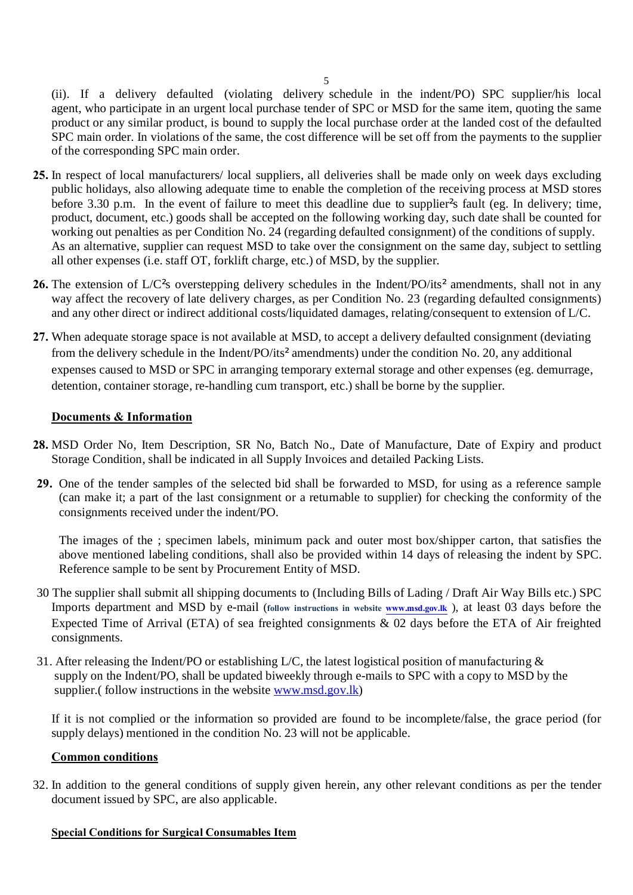(ii). If a delivery defaulted (violating delivery schedule in the indent/PO) SPC supplier/his local agent, who participate in an urgent local purchase tender of SPC or MSD for the same item, quoting the same product or any similar product, is bound to supply the local purchase order at the landed cost of the defaulted SPC main order. In violations of the same, the cost difference will be set off from the payments to the supplier of the corresponding SPC main order.

**25.** In respect of local manufacturers/ local suppliers, all deliveries shall be made only on week days excluding public holidays, also allowing adequate time to enable the completion of the receiving process at MSD stores before 3.30 p.m. In the event of failure to meet this deadline due to supplier²s fault (eg. In delivery; time, product, document, etc.) goods shall be accepted on the following working day, such date shall be counted for working out penalties as per Condition No. 24 (regarding defaulted consignment) of the conditions of supply. As an alternative, supplier can request MSD to take over the consignment on the same day, subject to settling all other expenses (i.e. staff OT, forklift charge, etc.) of MSD, by the supplier.

**26.** The extension of L/C²s overstepping delivery schedules in the Indent/PO/its² amendments, shall not in any way affect the recovery of late delivery charges, as per Condition No. 23 (regarding defaulted consignments) and any other direct or indirect additional costs/liquidated damages, relating/consequent to extension of L/C.

**27.** When adequate storage space is not available at MSD, to accept a delivery defaulted consignment (deviating from the delivery schedule in the Indent/PO/its² amendments) under the condition No. 20, any additional expenses caused to MSD or SPC in arranging temporary external storage and other expenses (eg. demurrage, detention, container storage, re-handling cum transport, etc.) shall be borne by the supplier.

**<u>Documents & Information</u>**

**28.** MSD Order No, Item Description, SR No, Batch No., Date of Manufacture, Date of Expiry and product Storage Condition, shall be indicated in all Supply Invoices and detailed Packing Lists.

**29.** One of the tender samples of the selected bid shall be forwarded to MSD, for using as a reference sample (can make it; a part of the last consignment or a returnable to supplier) for checking the conformity of the consignments received under the indent/PO.

The images of the ; specimen labels, minimum pack and outer most box/shipper carton, that satisfies the above mentioned labeling conditions, shall also be provided within 14 days of releasing the indent by SPC. Reference sample to be sent by Procurement Entity of MSD.

30 The supplier shall submit all shipping documents to (Including Bills of Lading / Draft Air Way Bills etc.) SPC Imports department and MSD by e-mail (**follow instructions in website www.msd.gov.lk** ), at least 03 days before the Expected Time of Arrival (ETA) of sea freighted consignments & 02 days before the ETA of Air freighted consignments.

31. After releasing the Indent/PO or establishing L/C, the latest logistical position of manufacturing & supply on the Indent/PO, shall be updated biweekly through e-mails to SPC with a copy to MSD by the supplier.( follow instructions in the website www.msd.gov.lk)

If it is not complied or the information so provided are found to be incomplete/false, the grace period (for supply delays) mentioned in the condition No. 23 will not be applicable.

**<u>Common conditions</u>**

32. In addition to the general conditions of supply given herein, any other relevant conditions as per the tender document issued by SPC, are also applicable.

**<u>Special Conditions for Surgical Consumables Item</u>**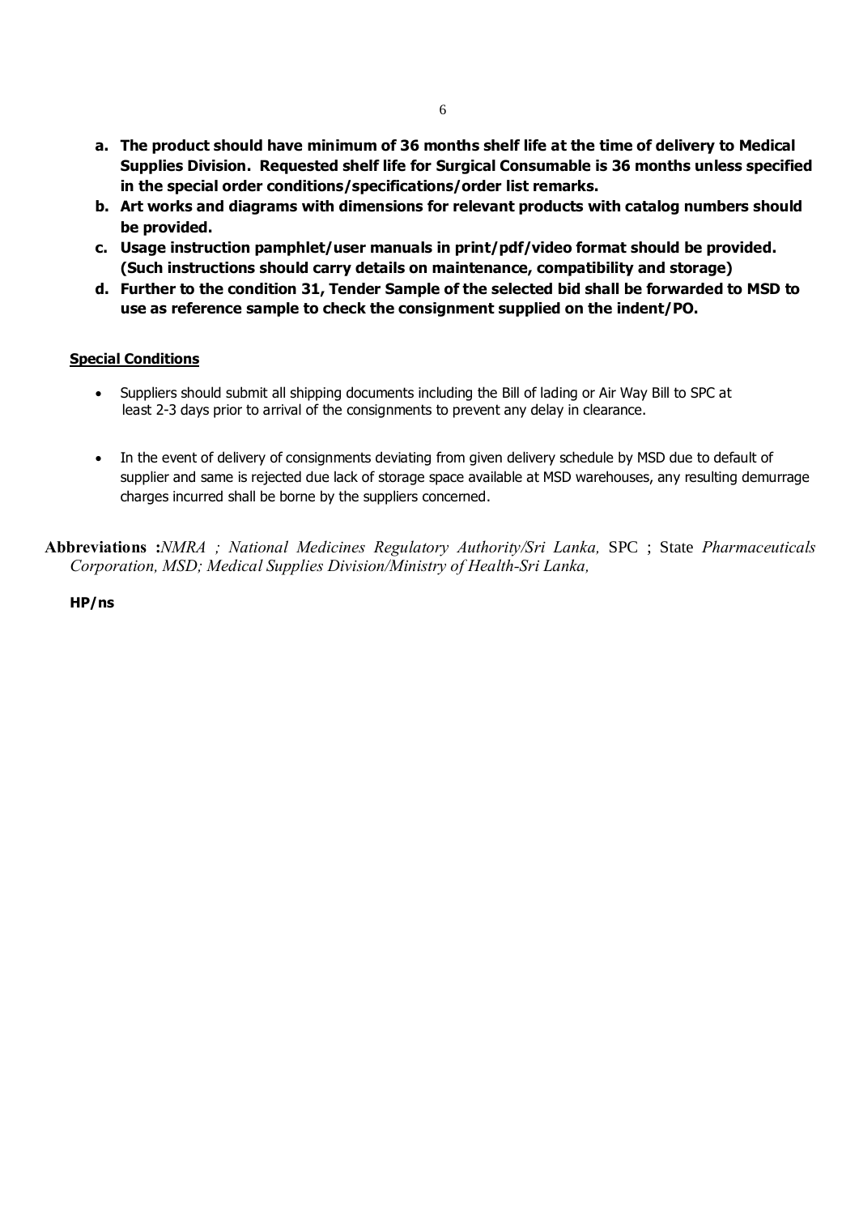a. **The product should have minimum of 36 months shelf life at the time of delivery to Medical Supplies Division. Requested shelf life for Surgical Consumable is 36 months unless specified in the special order conditions/specifications/order list remarks.**
b. **Art works and diagrams with dimensions for relevant products with catalog numbers should be provided.**
c. **Usage instruction pamphlet/user manuals in print/pdf/video format should be provided. (Such instructions should carry details on maintenance, compatibility and storage)**
d. **Further to the condition 31, Tender Sample of the selected bid shall be forwarded to MSD to use as reference sample to check the consignment supplied on the indent/PO.**

**Special Conditions**

- Suppliers should submit all shipping documents including the Bill of lading or Air Way Bill to SPC at least 2-3 days prior to arrival of the consignments to prevent any delay in clearance.
- In the event of delivery of consignments deviating from given delivery schedule by MSD due to default of supplier and same is rejected due lack of storage space available at MSD warehouses, any resulting demurrage charges incurred shall be borne by the suppliers concerned.

**Abbreviations :** *NMRA ; National Medicines Regulatory Authority/Sri Lanka,* SPC ; State *Pharmaceuticals Corporation, MSD; Medical Supplies Division/Ministry of Health-Sri Lanka,*

**HP/ns**